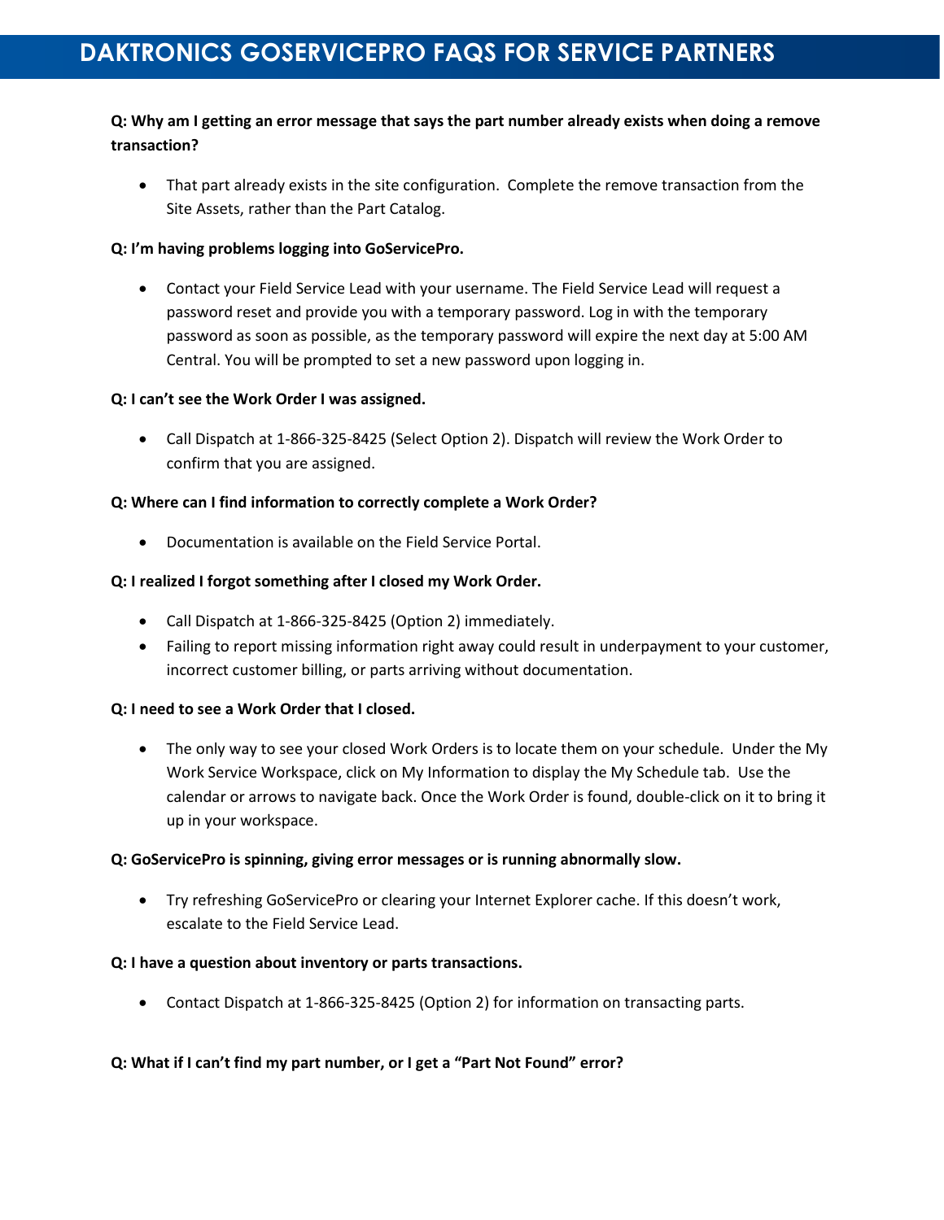# DAKTRONICS GOSERVICEPRO FAQS FOR SERVICE PARTNERS

**Q: Why am I getting an error message that says the part number already exists when doing a remove transaction?**

- That part already exists in the site configuration. Complete the remove transaction from the Site Assets, rather than the Part Catalog.

**Q: I'm having problems logging into GoServicePro.**

- Contact your Field Service Lead with your username. The Field Service Lead will request a password reset and provide you with a temporary password. Log in with the temporary password as soon as possible, as the temporary password will expire the next day at 5:00 AM Central. You will be prompted to set a new password upon logging in.

**Q: I can't see the Work Order I was assigned.**

- Call Dispatch at 1-866-325-8425 (Select Option 2). Dispatch will review the Work Order to confirm that you are assigned.

**Q: Where can I find information to correctly complete a Work Order?**

- Documentation is available on the Field Service Portal.

**Q: I realized I forgot something after I closed my Work Order.**

- Call Dispatch at 1-866-325-8425 (Option 2) immediately.
- Failing to report missing information right away could result in underpayment to your customer, incorrect customer billing, or parts arriving without documentation.

**Q: I need to see a Work Order that I closed.**

- The only way to see your closed Work Orders is to locate them on your schedule. Under the My Work Service Workspace, click on My Information to display the My Schedule tab. Use the calendar or arrows to navigate back. Once the Work Order is found, double-click on it to bring it up in your workspace.

**Q: GoServicePro is spinning, giving error messages or is running abnormally slow.**

- Try refreshing GoServicePro or clearing your Internet Explorer cache. If this doesn't work, escalate to the Field Service Lead.

**Q: I have a question about inventory or parts transactions.**

- Contact Dispatch at 1-866-325-8425 (Option 2) for information on transacting parts.

**Q: What if I can't find my part number, or I get a "Part Not Found" error?**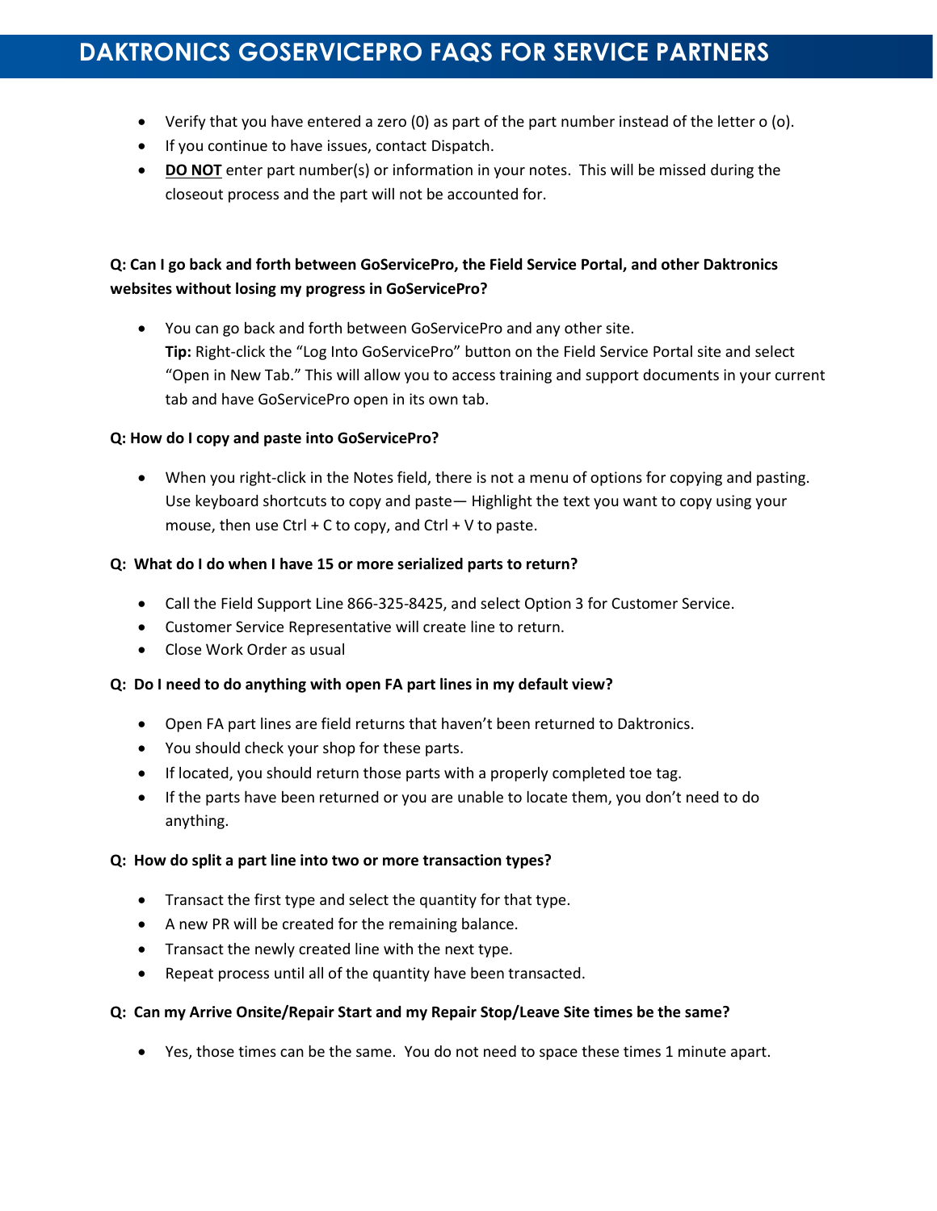- Verify that you have entered a zero (0) as part of the part number instead of the letter o (o).
- If you continue to have issues, contact Dispatch.
- **DO NOT** enter part number(s) or information in your notes. This will be missed during the closeout process and the part will not be accounted for.

**Q: Can I go back and forth between GoServicePro, the Field Service Portal, and other Daktronics websites without losing my progress in GoServicePro?**

- You can go back and forth between GoServicePro and any other site.
  **Tip:** Right-click the "Log Into GoServicePro" button on the Field Service Portal site and select "Open in New Tab." This will allow you to access training and support documents in your current tab and have GoServicePro open in its own tab.

**Q: How do I copy and paste into GoServicePro?**

- When you right-click in the Notes field, there is not a menu of options for copying and pasting. Use keyboard shortcuts to copy and paste— Highlight the text you want to copy using your mouse, then use Ctrl + C to copy, and Ctrl + V to paste.

**Q: What do I do when I have 15 or more serialized parts to return?**

- Call the Field Support Line 866-325-8425, and select Option 3 for Customer Service.
- Customer Service Representative will create line to return.
- Close Work Order as usual

**Q: Do I need to do anything with open FA part lines in my default view?**

- Open FA part lines are field returns that haven't been returned to Daktronics.
- You should check your shop for these parts.
- If located, you should return those parts with a properly completed toe tag.
- If the parts have been returned or you are unable to locate them, you don't need to do anything.

**Q: How do split a part line into two or more transaction types?**

- Transact the first type and select the quantity for that type.
- A new PR will be created for the remaining balance.
- Transact the newly created line with the next type.
- Repeat process until all of the quantity have been transacted.

**Q: Can my Arrive Onsite/Repair Start and my Repair Stop/Leave Site times be the same?**

- Yes, those times can be the same. You do not need to space these times 1 minute apart.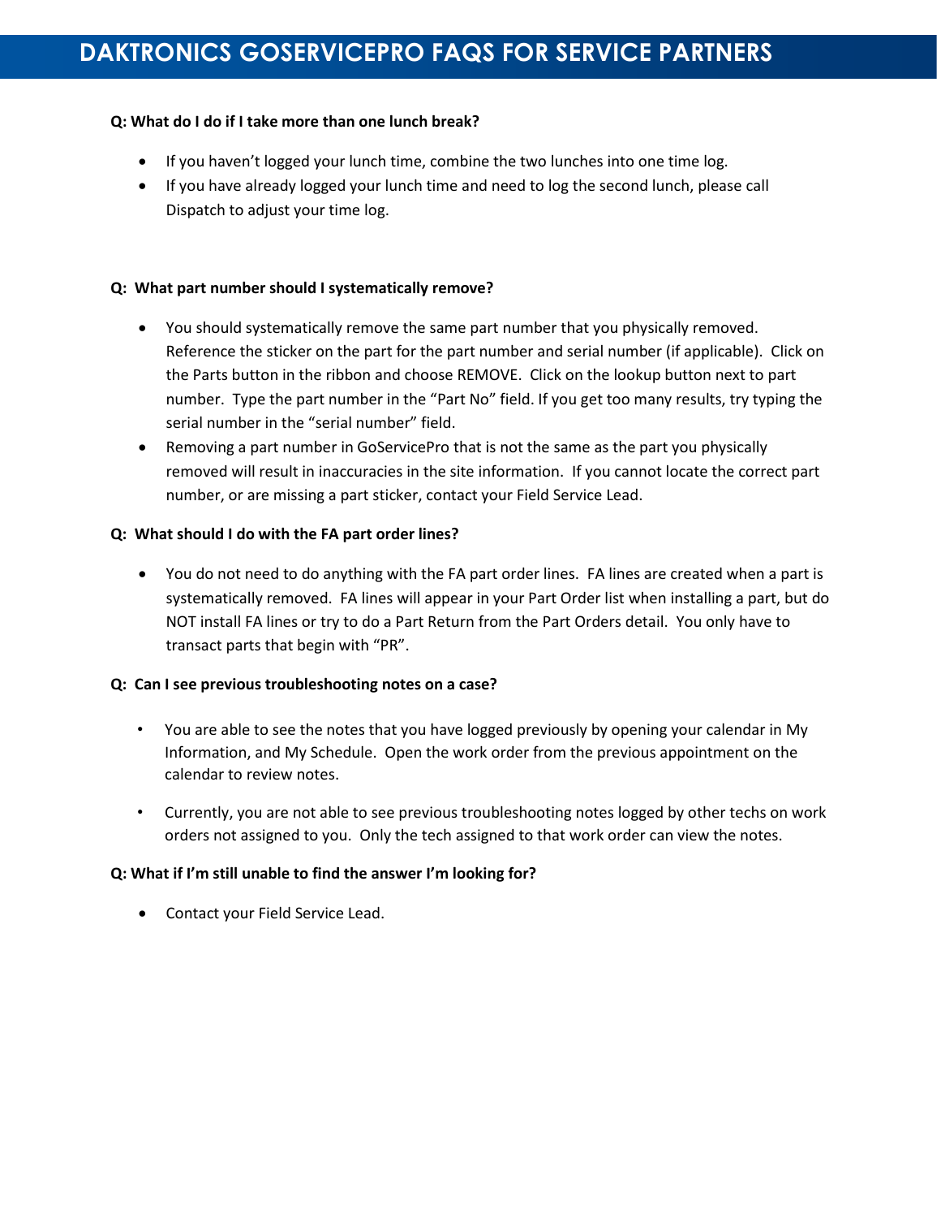**Q: What do I do if I take more than one lunch break?**

- If you haven't logged your lunch time, combine the two lunches into one time log.
- If you have already logged your lunch time and need to log the second lunch, please call Dispatch to adjust your time log.

**Q: What part number should I systematically remove?**

- You should systematically remove the same part number that you physically removed. Reference the sticker on the part for the part number and serial number (if applicable). Click on the Parts button in the ribbon and choose REMOVE. Click on the lookup button next to part number. Type the part number in the "Part No" field. If you get too many results, try typing the serial number in the "serial number" field.
- Removing a part number in GoServicePro that is not the same as the part you physically removed will result in inaccuracies in the site information. If you cannot locate the correct part number, or are missing a part sticker, contact your Field Service Lead.

**Q: What should I do with the FA part order lines?**

- You do not need to do anything with the FA part order lines. FA lines are created when a part is systematically removed. FA lines will appear in your Part Order list when installing a part, but do NOT install FA lines or try to do a Part Return from the Part Orders detail. You only have to transact parts that begin with "PR".

**Q: Can I see previous troubleshooting notes on a case?**

- You are able to see the notes that you have logged previously by opening your calendar in My Information, and My Schedule. Open the work order from the previous appointment on the calendar to review notes.
- Currently, you are not able to see previous troubleshooting notes logged by other techs on work orders not assigned to you. Only the tech assigned to that work order can view the notes.

**Q: What if I'm still unable to find the answer I'm looking for?**

- Contact your Field Service Lead.